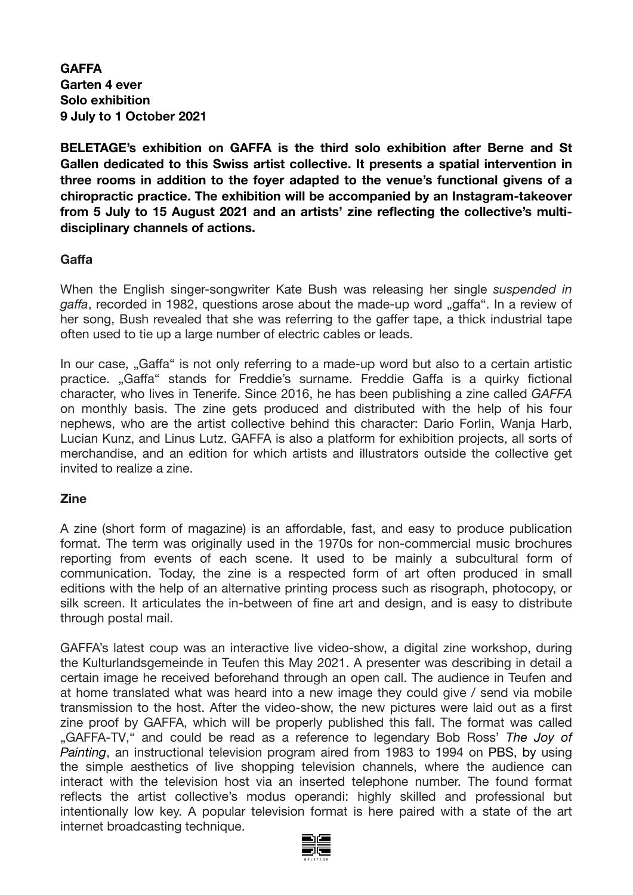**GAFFA**
**Garten 4 ever**
**Solo exhibition**
**9 July to 1 October 2021**

**BELETAGE's exhibition on GAFFA is the third solo exhibition after Berne and St Gallen dedicated to this Swiss artist collective. It presents a spatial intervention in three rooms in addition to the foyer adapted to the venue's functional givens of a chiropractic practice. The exhibition will be accompanied by an Instagram-takeover from 5 July to 15 August 2021 and an artists' zine reflecting the collective's multi-disciplinary channels of actions.**

## Gaffa

When the English singer-songwriter Kate Bush was releasing her single *suspended in gaffa*, recorded in 1982, questions arose about the made-up word „gaffa". In a review of her song, Bush revealed that she was referring to the gaffer tape, a thick industrial tape often used to tie up a large number of electric cables or leads.

In our case, „Gaffa" is not only referring to a made-up word but also to a certain artistic practice. „Gaffa" stands for Freddie's surname. Freddie Gaffa is a quirky fictional character, who lives in Tenerife. Since 2016, he has been publishing a zine called *GAFFA* on monthly basis. The zine gets produced and distributed with the help of his four nephews, who are the artist collective behind this character: Dario Forlin, Wanja Harb, Lucian Kunz, and Linus Lutz. GAFFA is also a platform for exhibition projects, all sorts of merchandise, and an edition for which artists and illustrators outside the collective get invited to realize a zine.

## Zine

A zine (short form of magazine) is an affordable, fast, and easy to produce publication format. The term was originally used in the 1970s for non-commercial music brochures reporting from events of each scene. It used to be mainly a subcultural form of communication. Today, the zine is a respected form of art often produced in small editions with the help of an alternative printing process such as risograph, photocopy, or silk screen. It articulates the in-between of fine art and design, and is easy to distribute through postal mail.

GAFFA's latest coup was an interactive live video-show, a digital zine workshop, during the Kulturlandsgemeinde in Teufen this May 2021. A presenter was describing in detail a certain image he received beforehand through an open call. The audience in Teufen and at home translated what was heard into a new image they could give / send via mobile transmission to the host. After the video-show, the new pictures were laid out as a first zine proof by GAFFA, which will be properly published this fall. The format was called „GAFFA-TV," and could be read as a reference to legendary Bob Ross' *The Joy of Painting*, an instructional television program aired from 1983 to 1994 on PBS, by using the simple aesthetics of live shopping television channels, where the audience can interact with the television host via an inserted telephone number. The found format reflects the artist collective's modus operandi: highly skilled and professional but intentionally low key. A popular television format is here paired with a state of the art internet broadcasting technique.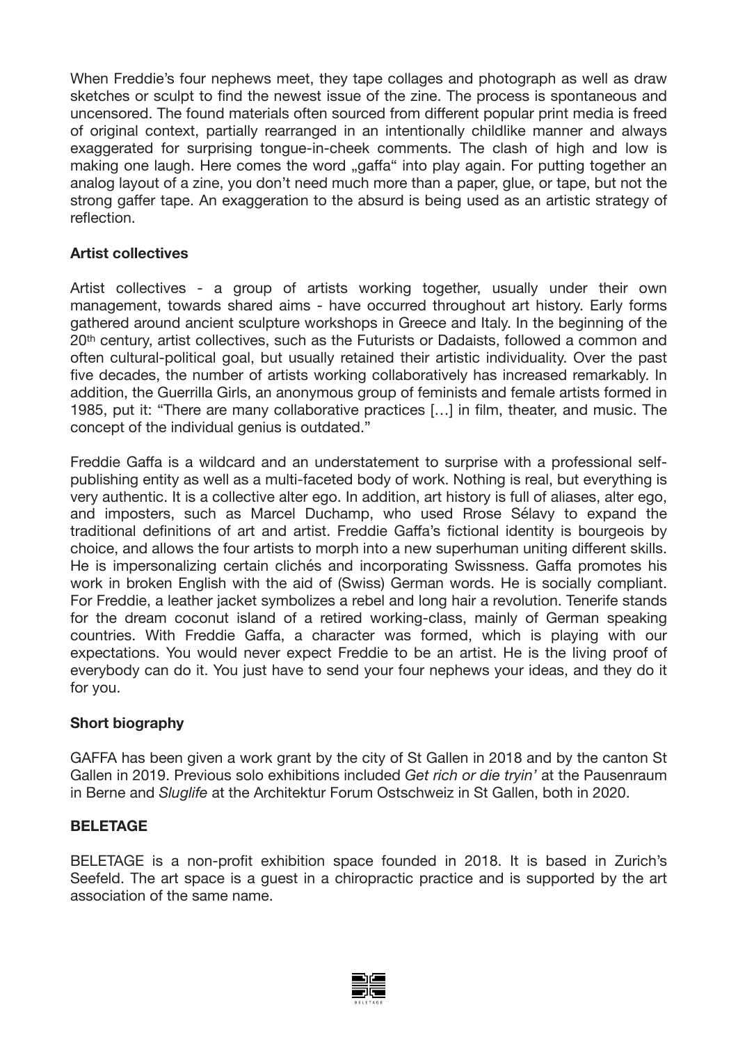When Freddie's four nephews meet, they tape collages and photograph as well as draw sketches or sculpt to find the newest issue of the zine. The process is spontaneous and uncensored. The found materials often sourced from different popular print media is freed of original context, partially rearranged in an intentionally childlike manner and always exaggerated for surprising tongue-in-cheek comments. The clash of high and low is making one laugh. Here comes the word „gaffa" into play again. For putting together an analog layout of a zine, you don't need much more than a paper, glue, or tape, but not the strong gaffer tape. An exaggeration to the absurd is being used as an artistic strategy of reflection.

**Artist collectives**

Artist collectives - a group of artists working together, usually under their own management, towards shared aims - have occurred throughout art history. Early forms gathered around ancient sculpture workshops in Greece and Italy. In the beginning of the 20th century, artist collectives, such as the Futurists or Dadaists, followed a common and often cultural-political goal, but usually retained their artistic individuality. Over the past five decades, the number of artists working collaboratively has increased remarkably. In addition, the Guerrilla Girls, an anonymous group of feminists and female artists formed in 1985, put it: "There are many collaborative practices […] in film, theater, and music. The concept of the individual genius is outdated."

Freddie Gaffa is a wildcard and an understatement to surprise with a professional self-publishing entity as well as a multi-faceted body of work. Nothing is real, but everything is very authentic. It is a collective alter ego. In addition, art history is full of aliases, alter ego, and imposters, such as Marcel Duchamp, who used Rrose Sélavy to expand the traditional definitions of art and artist. Freddie Gaffa's fictional identity is bourgeois by choice, and allows the four artists to morph into a new superhuman uniting different skills. He is impersonalizing certain clichés and incorporating Swissness. Gaffa promotes his work in broken English with the aid of (Swiss) German words. He is socially compliant. For Freddie, a leather jacket symbolizes a rebel and long hair a revolution. Tenerife stands for the dream coconut island of a retired working-class, mainly of German speaking countries. With Freddie Gaffa, a character was formed, which is playing with our expectations. You would never expect Freddie to be an artist. He is the living proof of everybody can do it. You just have to send your four nephews your ideas, and they do it for you.

**Short biography**

GAFFA has been given a work grant by the city of St Gallen in 2018 and by the canton St Gallen in 2019. Previous solo exhibitions included *Get rich or die tryin'* at the Pausenraum in Berne and *Sluglife* at the Architektur Forum Ostschweiz in St Gallen, both in 2020.

**BELETAGE**

BELETAGE is a non-profit exhibition space founded in 2018. It is based in Zurich's Seefeld. The art space is a guest in a chiropractic practice and is supported by the art association of the same name.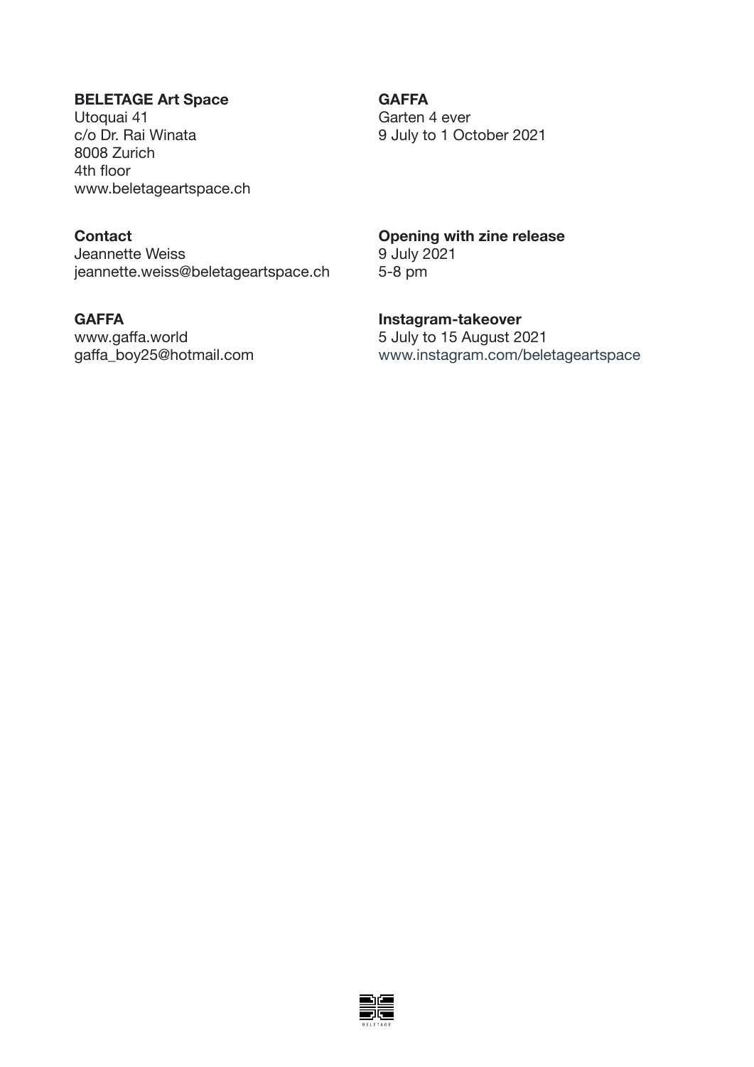**BELETAGE Art Space**
Utoquai 41
c/o Dr. Rai Winata
8008 Zurich
4th floor
www.beletageartspace.ch

**GAFFA**
Garten 4 ever
9 July to 1 October 2021

**Contact**
Jeannette Weiss
jeannette.weiss@beletageartspace.ch

**Opening with zine release**
9 July 2021
5-8 pm

**GAFFA**
www.gaffa.world
gaffa_boy25@hotmail.com

**Instagram-takeover**
5 July to 15 August 2021
www.instagram.com/beletageartspace